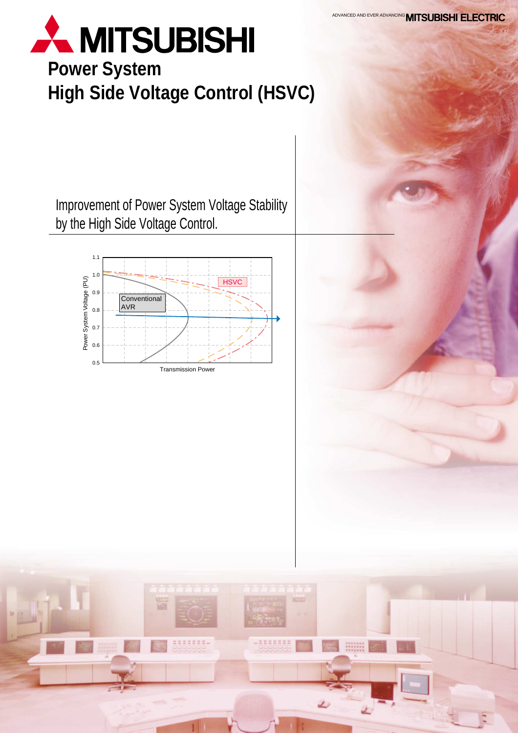# Power System
# High Side Voltage Control (HSVC)

## Improvement of Power System Voltage Stability by the High Side Voltage Control.

Power System Voltage (PU)

1.1
1.0
0.9
0.8
0.7
0.6
0.5

Conventional AVR

HSVC

Transmission Power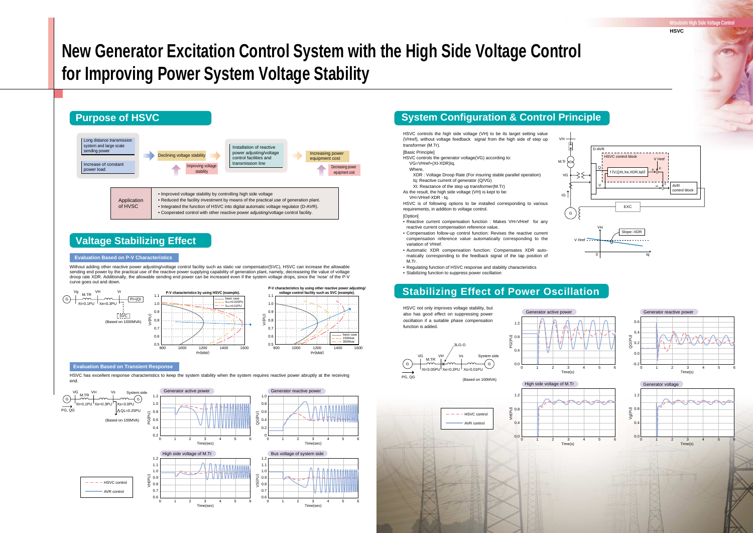# New Generator Excitation Control System with the High Side Voltage Control for Improving Power System Voltage Stability

## Purpose of HSVC

Long distance transmission system and large scale sending power

Increase of constant power load

Declining voltage stability

Improving voltage stability

Installation of reactive power adjusting/voltage control facilities and transmission line

Increasing power equipment cost

Decreasing power equipment cost

| Application of HSVC | • Improved voltage stability by controlling high side voltage<br>• Reduced the facility investment by means of the practical use of generation plant.<br>• Integrated the function of HSVC into digital automatic voltage regulator (D-AVR).<br>• Cooperated control with other reactive power adjusting/voltage control facility. |
|---|---|

## Valtage Stabilizing Effect

### Evaluation Based on P-V Characteristics

Without adding other reactive power adjusting/voltage control facility such as static var compensator(SVC), HSVC can increase the allowable sending end power by the practical use of the reactive power supplying capability of generation plant, namely, decreasing the value of voltage droop rate XDR. Additionally, the allowable sending end power can be increased even if the system voltage drops, since the 'nose' of the P-V curve goes out and down.

(Based on 1000MVA)

P-V characteristics by using HSVC (example).

P-V characteristics by using other reactive power adjusting/ voltage control facility such as SVC (example).

### Evaluation Based on Transient Response

HSVC has excellent response characteristics to keep the system stability when the system requires reactive power abruptly at the receiving end.

(Based on 100MVA)

## System Configuration & Control Principle

HSVC controls the high side voltage (VH) to be its target setting value (VHref), without voltage feedback signal from the high side of step up transformer (M.Tr).

[Basic Principle]

HSVC controls the generator voltage(VG) according to:

$VG=VHref+(Xt-XDR)Iq.$

Where,

XDR : Voltage Droop Rate (For insuring stable parallel operation)

Iq: Reactive current of generator (Q/VG)

Xt: Reactance of the step up transformer(M.Tr)

As the result, the high side voltage (VH) is kept to be:

$VH=VHref-XDR \cdot Iq.$

HSVC is of following options to be installed corresponding to various requirements, in addition to voltage control.

[Option]

- Reactive current compensation function : Makes VH=VHref for any reactive current compensation reference value.
- Compensation follow-up control function: Revises the reactive current compensation reference value automatically corresponding to the variation of VHref.
- Automatic XDR compensation function: Compensates XDR automatically corresponding to the feedback signal of the tap position of M.Tr.
- Regulating function of HSVC response and stability characteristics
- Stabilizing function to suppress power oscillation

## Stabilizing Effect of Power Oscillation

HSVC not only improves voltage stability, but also has good effect on suppressing power oscillation if a suitable phase compensation function is added.

(Based on 100MVA)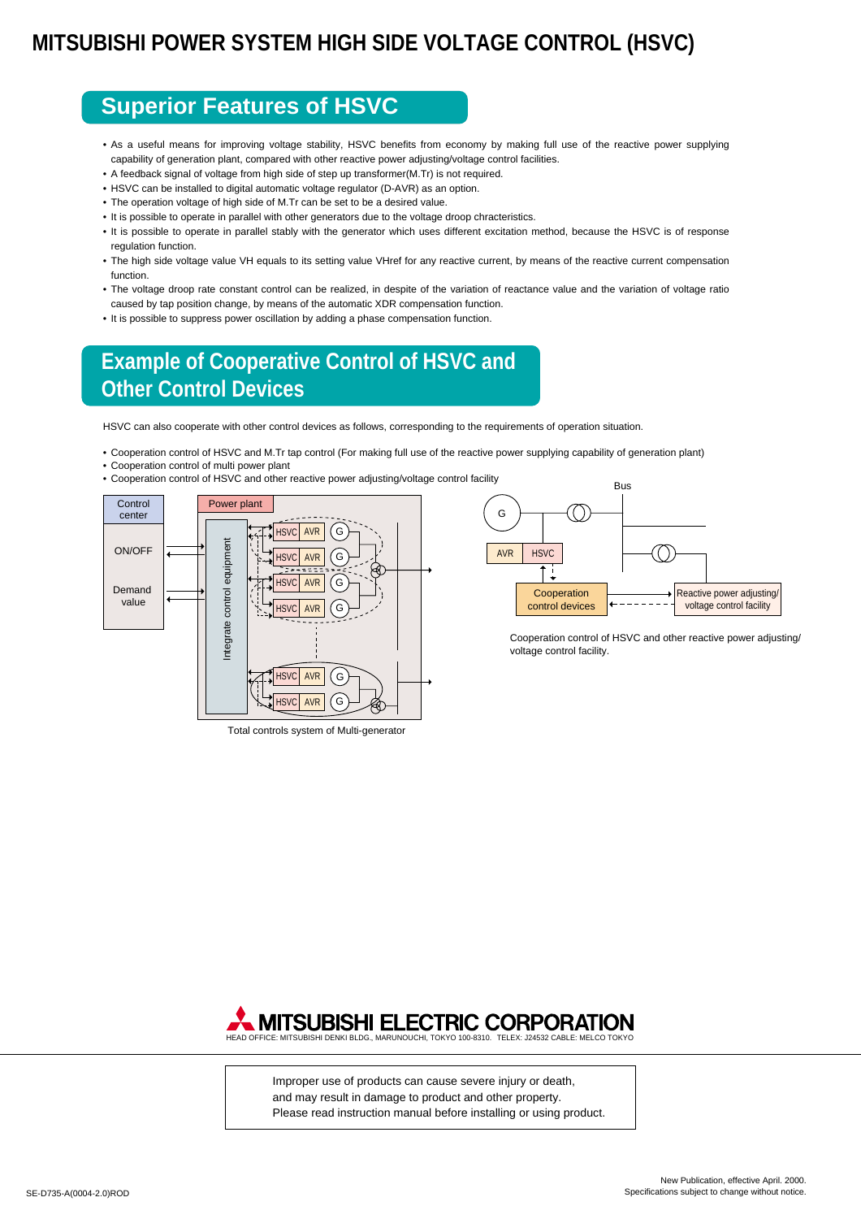# MITSUBISHI POWER SYSTEM HIGH SIDE VOLTAGE CONTROL (HSVC)

## Superior Features of HSVC

- As a useful means for improving voltage stability, HSVC benefits from economy by making full use of the reactive power supplying capability of generation plant, compared with other reactive power adjusting/voltage control facilities.
- A feedback signal of voltage from high side of step up transformer(M.Tr) is not required.
- HSVC can be installed to digital automatic voltage regulator (D-AVR) as an option.
- The operation voltage of high side of M.Tr can be set to be a desired value.
- It is possible to operate in parallel with other generators due to the voltage droop chracteristics.
- It is possible to operate in parallel stably with the generator which uses different excitation method, because the HSVC is of response regulation function.
- The high side voltage value VH equals to its setting value VHref for any reactive current, by means of the reactive current compensation function.
- The voltage droop rate constant control can be realized, in despite of the variation of reactance value and the variation of voltage ratio caused by tap position change, by means of the automatic XDR compensation function.
- It is possible to suppress power oscillation by adding a phase compensation function.

## Example of Cooperative Control of HSVC and Other Control Devices

HSVC can also cooperate with other control devices as follows, corresponding to the requirements of operation situation.

- Cooperation control of HSVC and M.Tr tap control (For making full use of the reactive power supplying capability of generation plant)
- Cooperation control of multi power plant
- Cooperation control of HSVC and other reactive power adjusting/voltage control facility

Control center
ON/OFF
Demand value
Power plant
Integrate control equipment
HSVC AVR G

Total controls system of Multi-generator

Bus
G
AVR HSVC
Cooperation control devices
Reactive power adjusting/ voltage control facility

Cooperation control of HSVC and other reactive power adjusting/ voltage control facility.

**MITSUBISHI ELECTRIC CORPORATION**
HEAD OFFICE: MITSUBISHI DENKI BLDG., MARUNOUCHI, TOKYO 100-8310. TELEX: J24532 CABLE: MELCO TOKYO

Improper use of products can cause severe injury or death, and may result in damage to product and other property. Please read instruction manual before installing or using product.

SE-D735-A(0004-2.0)ROD

New Publication, effective April. 2000.
Specifications subject to change without notice.